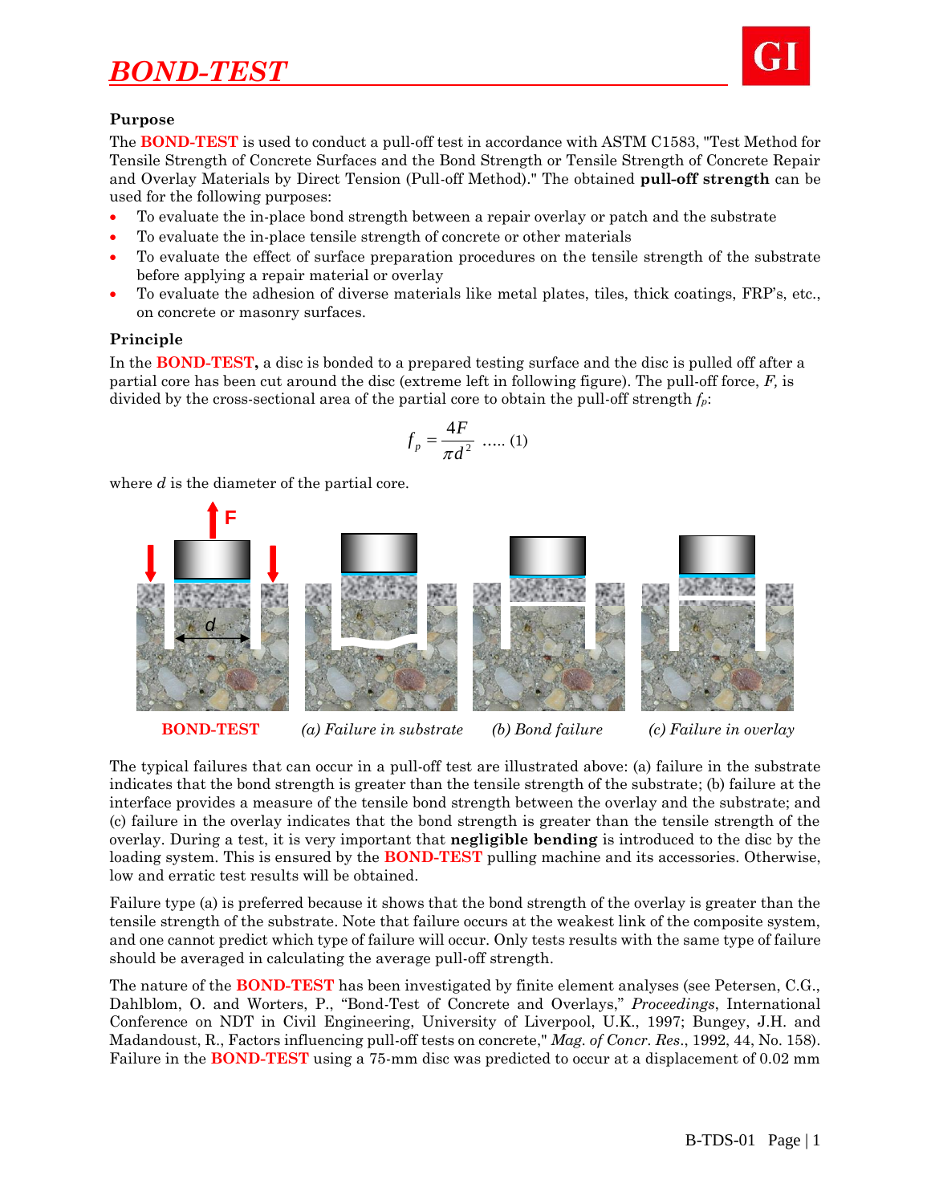# BOND-TEST

### Purpose

The **BOND-TEST** is used to conduct a pull-off test in accordance with ASTM C1583, "Test Method for Tensile Strength of Concrete Surfaces and the Bond Strength or Tensile Strength of Concrete Repair and Overlay Materials by Direct Tension (Pull-off Method)." The obtained **pull-off strength** can be used for the following purposes:

- To evaluate the in-place bond strength between a repair overlay or patch and the substrate
- To evaluate the in-place tensile strength of concrete or other materials
- To evaluate the effect of surface preparation procedures on the tensile strength of the substrate before applying a repair material or overlay
- To evaluate the adhesion of diverse materials like metal plates, tiles, thick coatings, FRP's, etc., on concrete or masonry surfaces.

### Principle

In the **BOND-TEST,** a disc is bonded to a prepared testing surface and the disc is pulled off after a partial core has been cut around the disc (extreme left in following figure). The pull-off force, *F,* is divided by the cross-sectional area of the partial core to obtain the pull-off strength $f_p$:

$$f_p = \frac{4F}{\pi d^2} \quad \text{..... (1)}$$

where *d* is the diameter of the partial core.

**BOND-TEST** *(a) Failure in substrate* *(b) Bond failure* *(c) Failure in overlay*

The typical failures that can occur in a pull-off test are illustrated above: (a) failure in the substrate indicates that the bond strength is greater than the tensile strength of the substrate; (b) failure at the interface provides a measure of the tensile bond strength between the overlay and the substrate; and (c) failure in the overlay indicates that the bond strength is greater than the tensile strength of the overlay. During a test, it is very important that **negligible bending** is introduced to the disc by the loading system. This is ensured by the **BOND-TEST** pulling machine and its accessories. Otherwise, low and erratic test results will be obtained.

Failure type (a) is preferred because it shows that the bond strength of the overlay is greater than the tensile strength of the substrate. Note that failure occurs at the weakest link of the composite system, and one cannot predict which type of failure will occur. Only tests results with the same type of failure should be averaged in calculating the average pull-off strength.

The nature of the **BOND-TEST** has been investigated by finite element analyses (see Petersen, C.G., Dahlblom, O. and Worters, P., "Bond-Test of Concrete and Overlays," *Proceedings*, International Conference on NDT in Civil Engineering, University of Liverpool, U.K., 1997; Bungey, J.H. and Madandoust, R., Factors influencing pull-off tests on concrete," *Mag. of Concr. Res*., 1992, 44, No. 158). Failure in the **BOND-TEST** using a 75-mm disc was predicted to occur at a displacement of 0.02 mm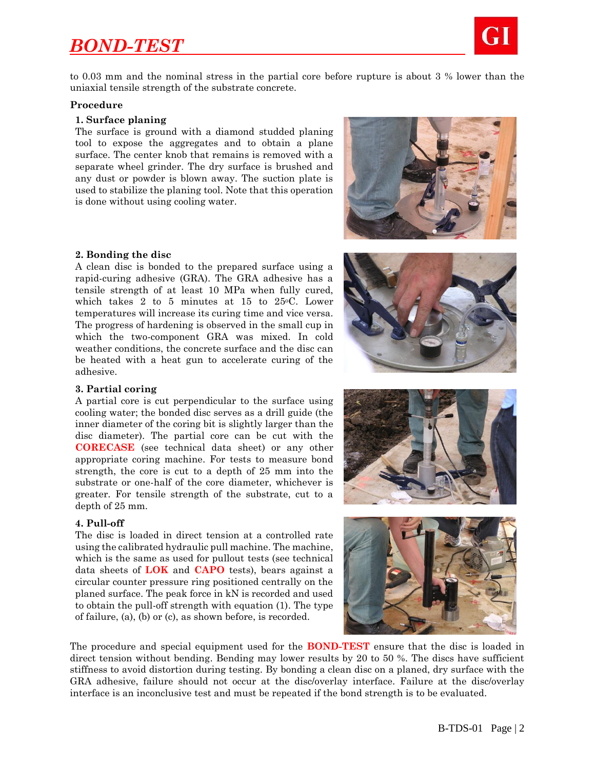to 0.03 mm and the nominal stress in the partial core before rupture is about 3 % lower than the uniaxial tensile strength of the substrate concrete.

**Procedure**

**1. Surface planing**

The surface is ground with a diamond studded planing tool to expose the aggregates and to obtain a plane surface. The center knob that remains is removed with a separate wheel grinder. The dry surface is brushed and any dust or powder is blown away. The suction plate is used to stabilize the planing tool. Note that this operation is done without using cooling water.

**2. Bonding the disc**

A clean disc is bonded to the prepared surface using a rapid-curing adhesive (GRA). The GRA adhesive has a tensile strength of at least 10 MPa when fully cured, which takes 2 to 5 minutes at 15 to 25°C. Lower temperatures will increase its curing time and vice versa. The progress of hardening is observed in the small cup in which the two-component GRA was mixed. In cold weather conditions, the concrete surface and the disc can be heated with a heat gun to accelerate curing of the adhesive.

**3. Partial coring**

A partial core is cut perpendicular to the surface using cooling water; the bonded disc serves as a drill guide (the inner diameter of the coring bit is slightly larger than the disc diameter). The partial core can be cut with the **CORECASE** (see technical data sheet) or any other appropriate coring machine. For tests to measure bond strength, the core is cut to a depth of 25 mm into the substrate or one-half of the core diameter, whichever is greater. For tensile strength of the substrate, cut to a depth of 25 mm.

**4. Pull-off**

The disc is loaded in direct tension at a controlled rate using the calibrated hydraulic pull machine. The machine, which is the same as used for pullout tests (see technical data sheets of **LOK** and **CAPO** tests), bears against a circular counter pressure ring positioned centrally on the planed surface. The peak force in kN is recorded and used to obtain the pull-off strength with equation (1). The type of failure, (a), (b) or (c), as shown before, is recorded.

The procedure and special equipment used for the **BOND-TEST** ensure that the disc is loaded in direct tension without bending. Bending may lower results by 20 to 50 %. The discs have sufficient stiffness to avoid distortion during testing. By bonding a clean disc on a planed, dry surface with the GRA adhesive, failure should not occur at the disc/overlay interface. Failure at the disc/overlay interface is an inconclusive test and must be repeated if the bond strength is to be evaluated.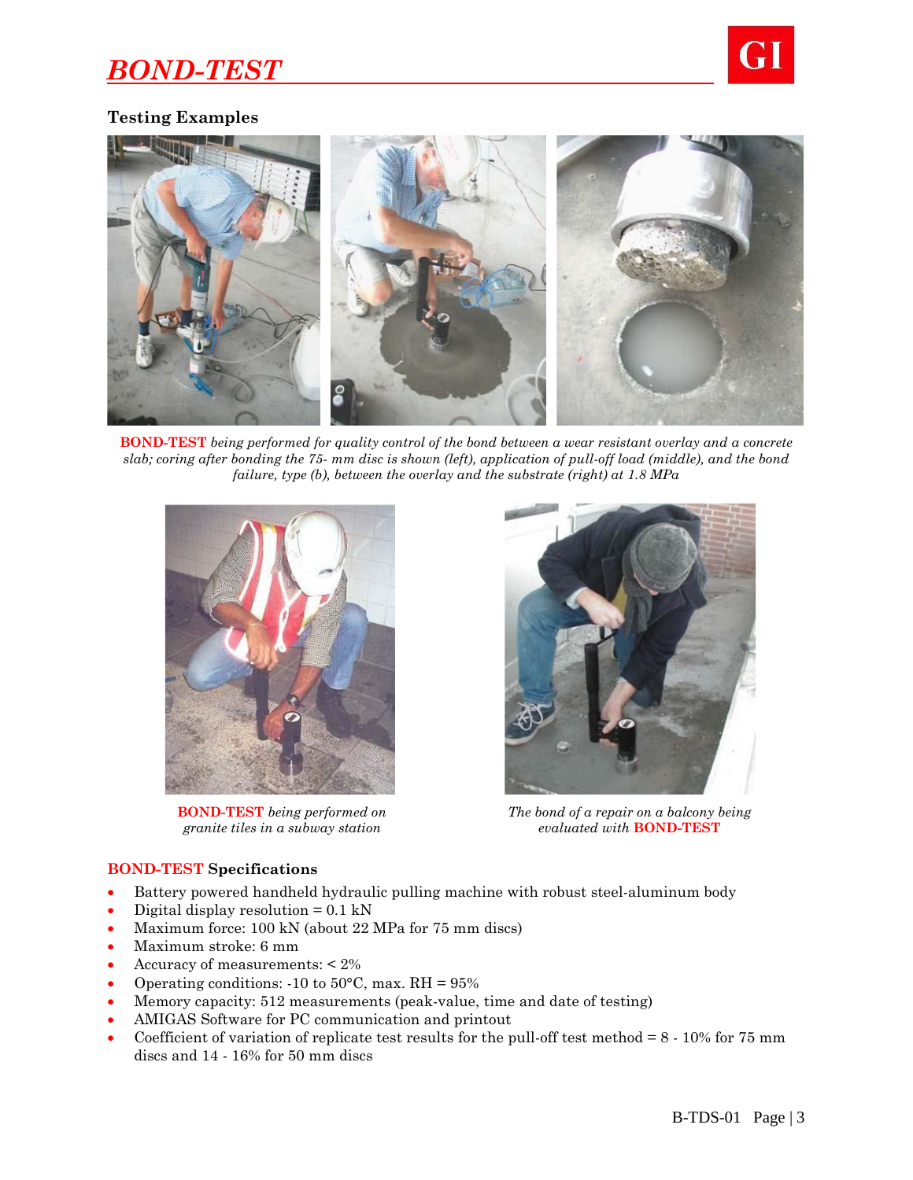# BOND-TEST

## Testing Examples

**BOND-TEST** *being performed for quality control of the bond between a wear resistant overlay and a concrete slab; coring after bonding the 75- mm disc is shown (left), application of pull-off load (middle), and the bond failure, type (b), between the overlay and the substrate (right) at 1.8 MPa*

**BOND-TEST** *being performed on granite tiles in a subway station*

*The bond of a repair on a balcony being evaluated with* **BOND-TEST**

## BOND-TEST Specifications

- Battery powered handheld hydraulic pulling machine with robust steel-aluminum body
- Digital display resolution = 0.1 kN
- Maximum force: 100 kN (about 22 MPa for 75 mm discs)
- Maximum stroke: 6 mm
- Accuracy of measurements: < 2%
- Operating conditions: -10 to 50°C, max. RH = 95%
- Memory capacity: 512 measurements (peak-value, time and date of testing)
- AMIGAS Software for PC communication and printout
- Coefficient of variation of replicate test results for the pull-off test method = 8 - 10% for 75 mm discs and 14 - 16% for 50 mm discs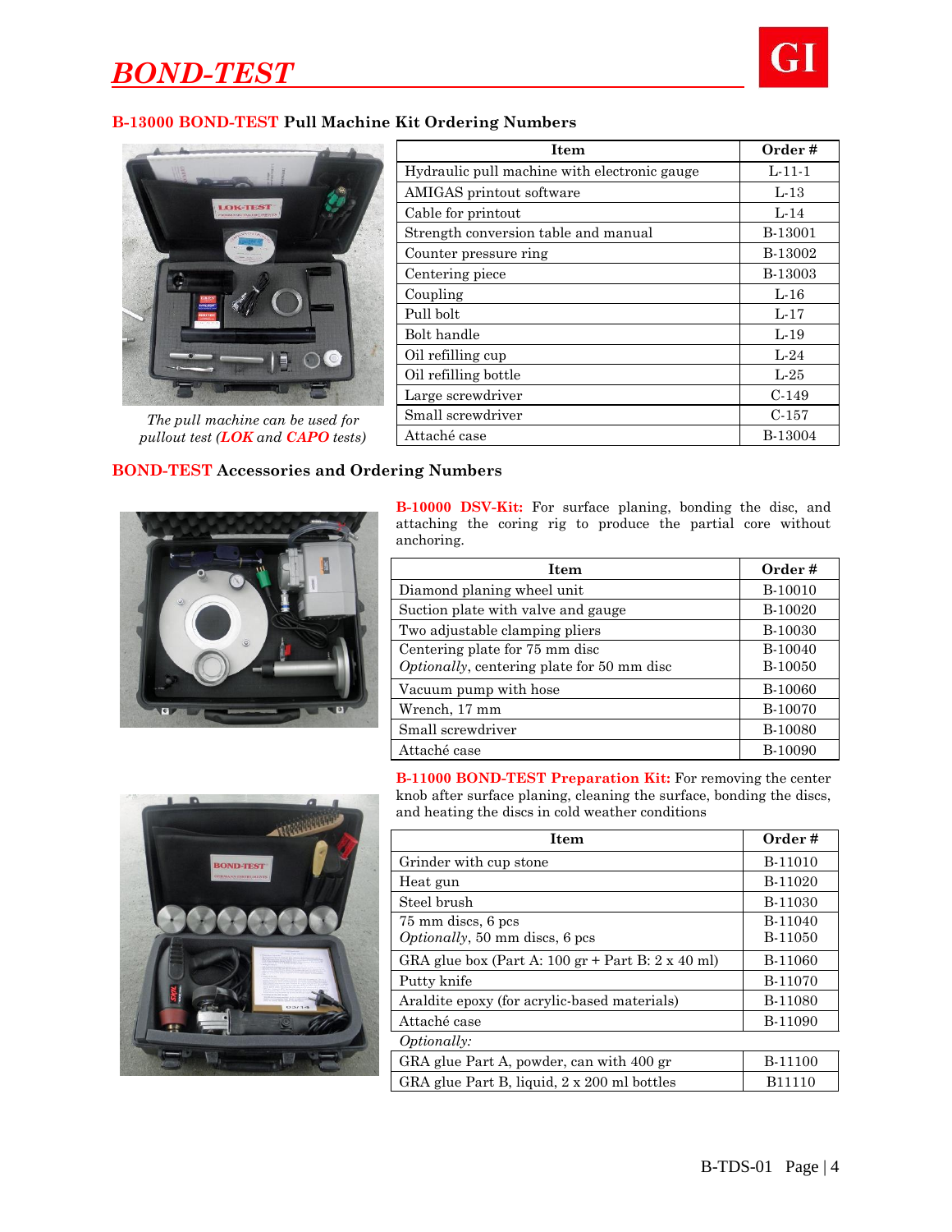## B-13000 BOND-TEST Pull Machine Kit Ordering Numbers

*The pull machine can be used for pullout test (LOK and CAPO tests)*

| Item | Order # |
|---|---|
| Hydraulic pull machine with electronic gauge | L-11-1 |
| AMIGAS printout software | L-13 |
| Cable for printout | L-14 |
| Strength conversion table and manual | B-13001 |
| Counter pressure ring | B-13002 |
| Centering piece | B-13003 |
| Coupling | L-16 |
| Pull bolt | L-17 |
| Bolt handle | L-19 |
| Oil refilling cup | L-24 |
| Oil refilling bottle | L-25 |
| Large screwdriver | C-149 |
| Small screwdriver | C-157 |
| Attaché case | B-13004 |

## BOND-TEST Accessories and Ordering Numbers

**B-10000 DSV-Kit:** For surface planing, bonding the disc, and attaching the coring rig to produce the partial core without anchoring.

| Item | Order # |
|---|---|
| Diamond planing wheel unit | B-10010 |
| Suction plate with valve and gauge | B-10020 |
| Two adjustable clamping pliers | B-10030 |
| Centering plate for 75 mm disc<br>*Optionally*, centering plate for 50 mm disc | B-10040<br>B-10050 |
| Vacuum pump with hose | B-10060 |
| Wrench, 17 mm | B-10070 |
| Small screwdriver | B-10080 |
| Attaché case | B-10090 |

**B-11000 BOND-TEST Preparation Kit:** For removing the center knob after surface planing, cleaning the surface, bonding the discs, and heating the discs in cold weather conditions

| Item | Order # |
|---|---|
| Grinder with cup stone | B-11010 |
| Heat gun | B-11020 |
| Steel brush | B-11030 |
| 75 mm discs, 6 pcs<br>*Optionally*, 50 mm discs, 6 pcs | B-11040<br>B-11050 |
| GRA glue box (Part A: 100 gr + Part B: 2 x 40 ml) | B-11060 |
| Putty knife | B-11070 |
| Araldite epoxy (for acrylic-based materials) | B-11080 |
| Attaché case | B-11090 |
| *Optionally:* | |
| GRA glue Part A, powder, can with 400 gr | B-11100 |
| GRA glue Part B, liquid, 2 x 200 ml bottles | B11110 |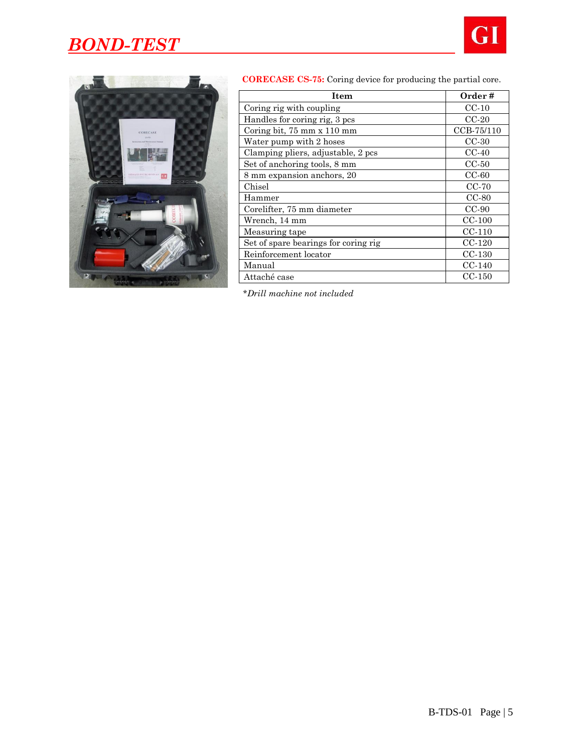**CORECASE CS-75:** Coring device for producing the partial core.

| Item | Order # |
|---|---|
| Coring rig with coupling | CC-10 |
| Handles for coring rig, 3 pcs | CC-20 |
| Coring bit, 75 mm x 110 mm | CCB-75/110 |
| Water pump with 2 hoses | CC-30 |
| Clamping pliers, adjustable, 2 pcs | CC-40 |
| Set of anchoring tools, 8 mm | CC-50 |
| 8 mm expansion anchors, 20 | CC-60 |
| Chisel | CC-70 |
| Hammer | CC-80 |
| Corelifter, 75 mm diameter | CC-90 |
| Wrench, 14 mm | CC-100 |
| Measuring tape | CC-110 |
| Set of spare bearings for coring rig | CC-120 |
| Reinforcement locator | CC-130 |
| Manual | CC-140 |
| Attaché case | CC-150 |

**Drill machine not included*